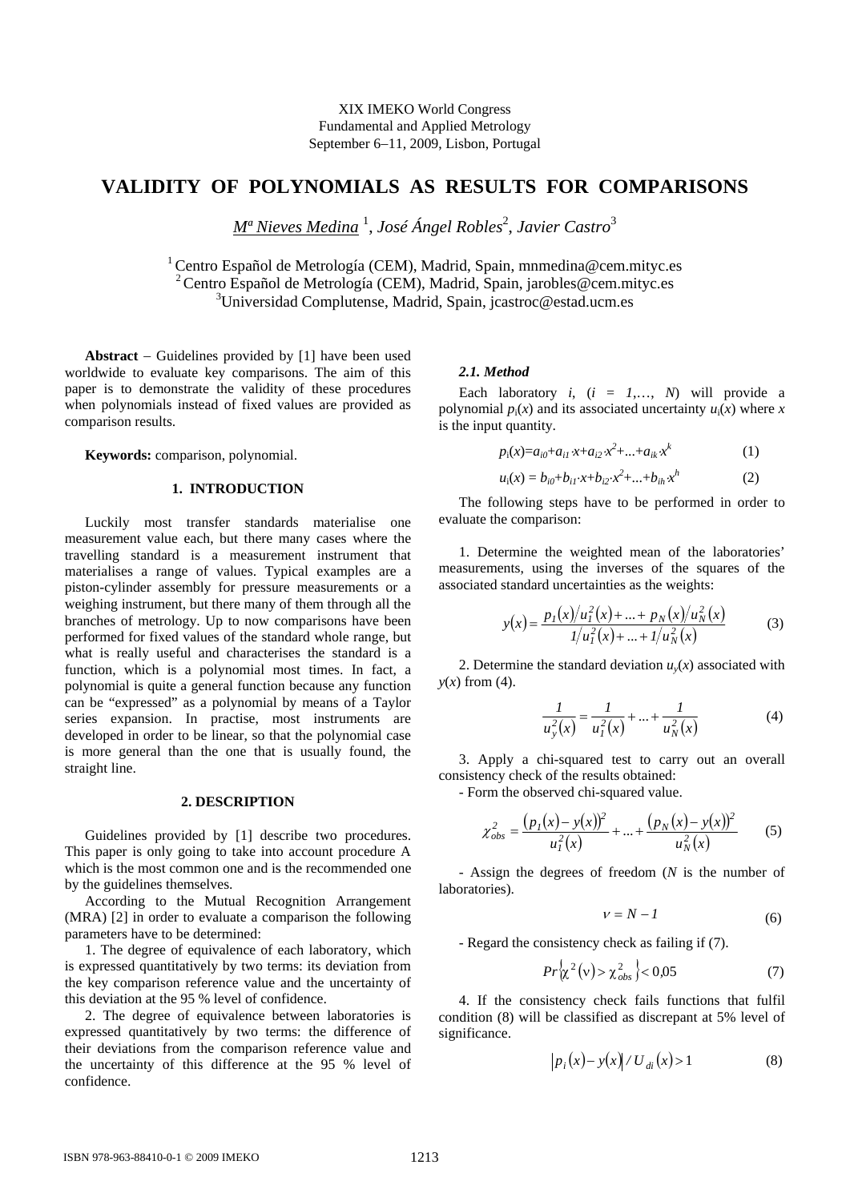XIX IMEKO World Congress
Fundamental and Applied Metrology
September 6–11, 2009, Lisbon, Portugal

# VALIDITY OF POLYNOMIALS AS RESULTS FOR COMPARISONS

*Mª Nieves Medina* [1], *José Ángel Robles*[2], *Javier Castro*[3]

[1] Centro Español de Metrología (CEM), Madrid, Spain, mnmedina@cem.mityc.es
[2] Centro Español de Metrología (CEM), Madrid, Spain, jarobles@cem.mityc.es
[3] Universidad Complutense, Madrid, Spain, jcastroc@estad.ucm.es

**Abstract** – Guidelines provided by [1] have been used worldwide to evaluate key comparisons. The aim of this paper is to demonstrate the validity of these procedures when polynomials instead of fixed values are provided as comparison results.

**Keywords:** comparison, polynomial.

## 1. INTRODUCTION

Luckily most transfer standards materialise one measurement value each, but there many cases where the travelling standard is a measurement instrument that materialises a range of values. Typical examples are a piston-cylinder assembly for pressure measurements or a weighing instrument, but there many of them through all the branches of metrology. Up to now comparisons have been performed for fixed values of the standard whole range, but what is really useful and characterises the standard is a function, which is a polynomial most times. In fact, a polynomial is quite a general function because any function can be "expressed" as a polynomial by means of a Taylor series expansion. In practise, most instruments are developed in order to be linear, so that the polynomial case is more general than the one that is usually found, the straight line.

## 2. DESCRIPTION

Guidelines provided by [1] describe two procedures. This paper is only going to take into account procedure A which is the most common one and is the recommended one by the guidelines themselves.

According to the Mutual Recognition Arrangement (MRA) [2] in order to evaluate a comparison the following parameters have to be determined:

1. The degree of equivalence of each laboratory, which is expressed quantitatively by two terms: its deviation from the key comparison reference value and the uncertainty of this deviation at the 95 % level of confidence.

2. The degree of equivalence between laboratories is expressed quantitatively by two terms: the difference of their deviations from the comparison reference value and the uncertainty of this difference at the 95 % level of confidence.

### *2.1. Method*

Each laboratory $i$, ($i = 1,\dots, N$) will provide a polynomial $p_i(x)$ and its associated uncertainty $u_i(x)$ where $x$ is the input quantity.

$$p_i(x)=a_{i0}+a_{i1}\cdot x+a_{i2}\cdot x^2+\dots+a_{ik}\cdot x^k \tag{1}$$

$$u_i(x) = b_{i0}+b_{i1}\cdot x+b_{i2}\cdot x^2+\dots+b_{ih}\cdot x^h \tag{2}$$

The following steps have to be performed in order to evaluate the comparison:

1. Determine the weighted mean of the laboratories' measurements, using the inverses of the squares of the associated standard uncertainties as the weights:

$$y(x)=\frac{p_1(x)/u_1^2(x)+\dots+p_N(x)/u_N^2(x)}{1/u_1^2(x)+\dots+1/u_N^2(x)} \tag{3}$$

2. Determine the standard deviation $u_y(x)$ associated with $y(x)$ from (4).

$$\frac{1}{u_y^2(x)}=\frac{1}{u_1^2(x)}+\dots+\frac{1}{u_N^2(x)} \tag{4}$$

3. Apply a chi-squared test to carry out an overall consistency check of the results obtained:

- Form the observed chi-squared value.

$$\chi^2_{obs}=\frac{(p_1(x)-y(x))^2}{u_1^2(x)}+\dots+\frac{(p_N(x)-y(x))^2}{u_N^2(x)} \tag{5}$$

- Assign the degrees of freedom ($N$ is the number of laboratories).

$$\nu = N-1 \tag{6}$$

- Regard the consistency check as failing if (7).

$$Pr\{\chi^2(\nu)>\chi^2_{obs}\}<0{,}05 \tag{7}$$

4. If the consistency check fails functions that fulfil condition (8) will be classified as discrepant at 5% level of significance.

$$\left|p_i(x)-y(x)\right|/U_{di}(x)>1 \tag{8}$$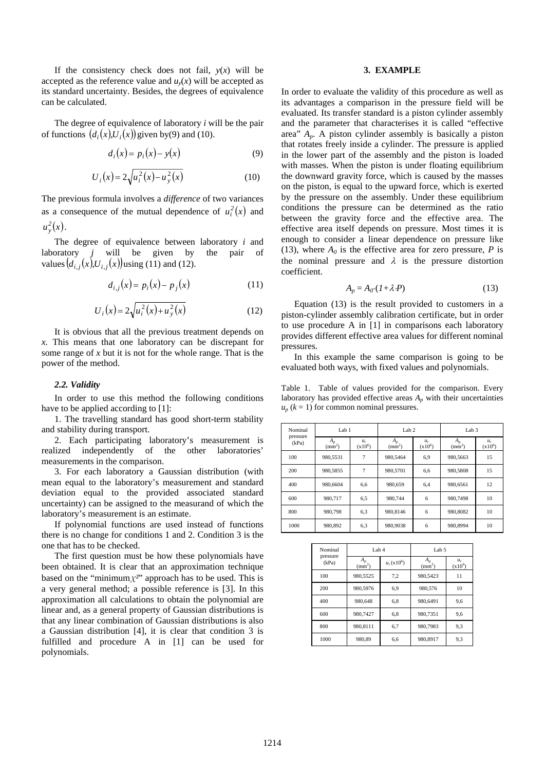If the consistency check does not fail, $y(x)$ will be accepted as the reference value and $u_y(x)$ will be accepted as its standard uncertainty. Besides, the degrees of equivalence can be calculated.

The degree of equivalence of laboratory *i* will be the pair of functions $(d_i(x), U_i(x))$ given by(9) and (10).

$$d_i(x) = p_i(x) - y(x) \tag{9}$$

$$U_i(x) = 2\sqrt{u_i^2(x) - u_y^2(x)} \tag{10}$$

The previous formula involves a *difference* of two variances as a consequence of the mutual dependence of $u_i^2(x)$ and $u_y^2(x)$.

The degree of equivalence between laboratory *i* and laboratory *j* will be given by the pair of values $(d_{i,j}(x), U_{i,j}(x))$ using (11) and (12).

$$d_{i,j}(x) = p_i(x) - p_j(x) \tag{11}$$

$$U_i(x) = 2\sqrt{u_i^2(x) + u_y^2(x)} \tag{12}$$

It is obvious that all the previous treatment depends on *x*. This means that one laboratory can be discrepant for some range of *x* but it is not for the whole range. That is the power of the method.

### 2.2. Validity

In order to use this method the following conditions have to be applied according to [1]:

1. The travelling standard has good short-term stability and stability during transport.

2. Each participating laboratory's measurement is realized independently of the other laboratories' measurements in the comparison.

3. For each laboratory a Gaussian distribution (with mean equal to the laboratory's measurement and standard deviation equal to the provided associated standard uncertainty) can be assigned to the measurand of which the laboratory's measurement is an estimate.

If polynomial functions are used instead of functions there is no change for conditions 1 and 2. Condition 3 is the one that has to be checked.

The first question must be how these polynomials have been obtained. It is clear that an approximation technique based on the "minimum $\chi^2$" approach has to be used. This is a very general method; a possible reference is [3]. In this approximation all calculations to obtain the polynomial are linear and, as a general property of Gaussian distributions is that any linear combination of Gaussian distributions is also a Gaussian distribution [4], it is clear that condition 3 is fulfilled and procedure A in [1] can be used for polynomials.

## 3. EXAMPLE

In order to evaluate the validity of this procedure as well as its advantages a comparison in the pressure field will be evaluated. Its transfer standard is a piston cylinder assembly and the parameter that characterises it is called "effective area" $A_p$. A piston cylinder assembly is basically a piston that rotates freely inside a cylinder. The pressure is applied in the lower part of the assembly and the piston is loaded with masses. When the piston is under floating equilibrium the downward gravity force, which is caused by the masses on the piston, is equal to the upward force, which is exerted by the pressure on the assembly. Under these equilibrium conditions the pressure can be determined as the ratio between the gravity force and the effective area. The effective area itself depends on pressure. Most times it is enough to consider a linear dependence on pressure like (13), where $A_0$ is the effective area for zero pressure, $P$ is the nominal pressure and $\lambda$ is the pressure distortion coefficient.

$$A_p = A_0 \cdot (1 + \lambda \cdot P) \tag{13}$$

Equation (13) is the result provided to customers in a piston-cylinder assembly calibration certificate, but in order to use procedure A in [1] in comparisons each laboratory provides different effective area values for different nominal pressures.

In this example the same comparison is going to be evaluated both ways, with fixed values and polynomials.

Table 1. Table of values provided for the comparison. Every laboratory has provided effective areas $A_p$ with their uncertainties $u_p$ ($k$ = 1) for common nominal pressures.

| Nominal pressure (kPa) | Lab 1 | | Lab 2 | | Lab 3 | |
|---|---|---|---|---|---|---|
| | $A_p$ (mm$^2$) | $u_r$ (x10$^6$) | $A_p$ (mm$^2$) | $u_r$ (x10$^6$) | $A_p$ (mm$^2$) | $u_r$ (x10$^6$) |
| 100 | 980,5531 | 7 | 980,5464 | 6,9 | 980,5663 | 15 |
| 200 | 980,5855 | 7 | 980,5701 | 6,6 | 980,5808 | 15 |
| 400 | 980,6604 | 6,6 | 980,659 | 6,4 | 980,6561 | 12 |
| 600 | 980,717 | 6,5 | 980,744 | 6 | 980,7498 | 10 |
| 800 | 980,798 | 6,3 | 980,8146 | 6 | 980,8082 | 10 |
| 1000 | 980,892 | 6,3 | 980,9038 | 6 | 980,8994 | 10 |

| Nominal pressure (kPa) | Lab 4 | | Lab 5 | |
|---|---|---|---|---|
| | $A_p$ (mm$^2$) | $u_r$ (x10$^6$) | $A_p$ (mm$^2$) | $u_r$ (x10$^6$) |
| 100 | 980,5525 | 7,2 | 980,5423 | 11 |
| 200 | 980,5976 | 6,9 | 980,576 | 10 |
| 400 | 980,648 | 6,8 | 980,6491 | 9,6 |
| 600 | 980,7427 | 6,8 | 980,7351 | 9,6 |
| 800 | 980,8111 | 6,7 | 980,7983 | 9,3 |
| 1000 | 980,89 | 6,6 | 980,8917 | 9,3 |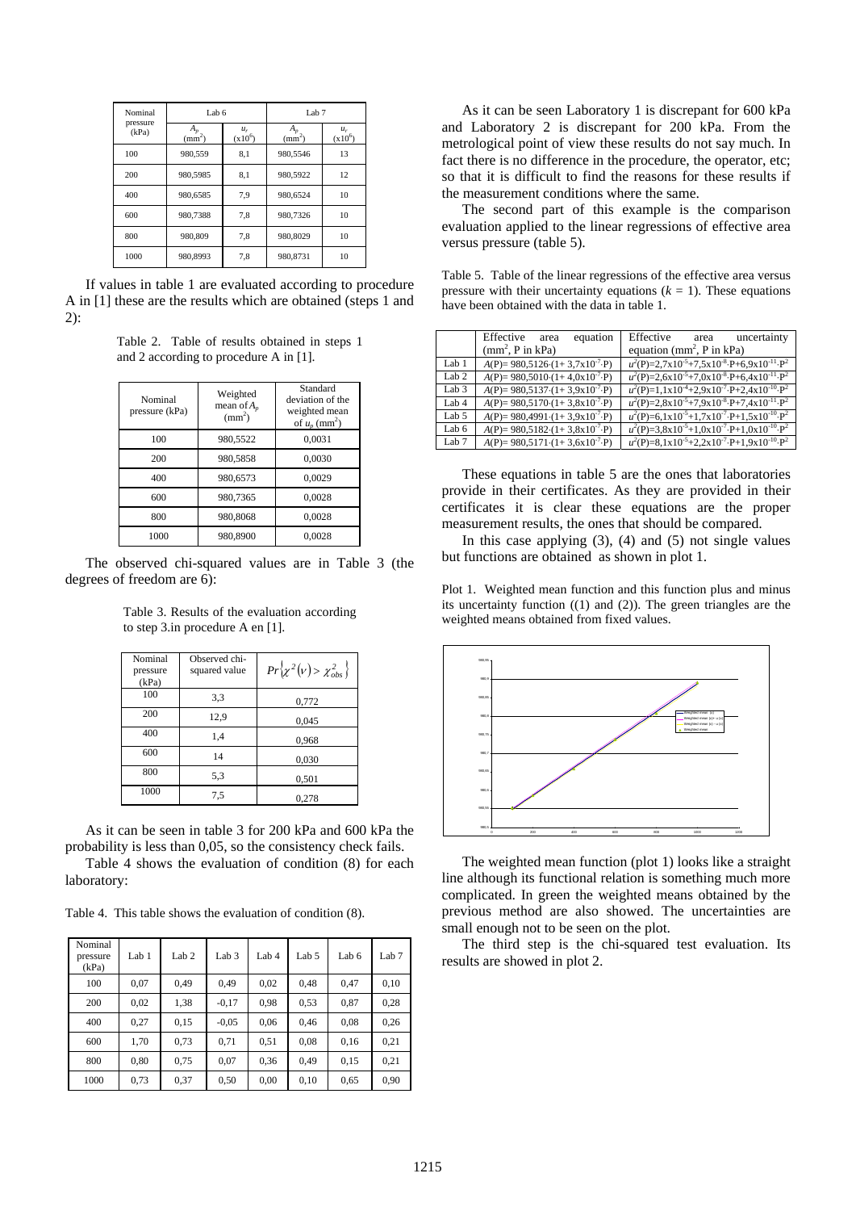| Nominal pressure (kPa) | Lab 6 | | Lab 7 | |
|---|---|---|---|---|
| | $A_p$ (mm$^2$) | $u_r$ (x10$^6$) | $A_p$ (mm$^2$) | $u_r$ (x10$^6$) |
| 100 | 980,559 | 8,1 | 980,5546 | 13 |
| 200 | 980,5985 | 8,1 | 980,5922 | 12 |
| 400 | 980,6585 | 7,9 | 980,6524 | 10 |
| 600 | 980,7388 | 7,8 | 980,7326 | 10 |
| 800 | 980,809 | 7,8 | 980,8029 | 10 |
| 1000 | 980,8993 | 7,8 | 980,8731 | 10 |

If values in table 1 are evaluated according to procedure A in [1] these are the results which are obtained (steps 1 and 2):

Table 2. Table of results obtained in steps 1 and 2 according to procedure A in [1].

| Nominal pressure (kPa) | Weighted mean of $A_p$ (mm$^2$) | Standard deviation of the weighted mean of $u_p$ (mm$^2$) |
|---|---|---|
| 100 | 980,5522 | 0,0031 |
| 200 | 980,5858 | 0,0030 |
| 400 | 980,6573 | 0,0029 |
| 600 | 980,7365 | 0,0028 |
| 800 | 980,8068 | 0,0028 |
| 1000 | 980,8900 | 0,0028 |

The observed chi-squared values are in Table 3 (the degrees of freedom are 6):

Table 3. Results of the evaluation according to step 3.in procedure A en [1].

| Nominal pressure (kPa) | Observed chi-squared value | $Pr\{\chi^2(\nu) > \chi^2_{obs}\}$ |
|---|---|---|
| 100 | 3,3 | 0,772 |
| 200 | 12,9 | 0,045 |
| 400 | 1,4 | 0,968 |
| 600 | 14 | 0,030 |
| 800 | 5,3 | 0,501 |
| 1000 | 7,5 | 0,278 |

As it can be seen in table 3 for 200 kPa and 600 kPa the probability is less than 0,05, so the consistency check fails.

Table 4 shows the evaluation of condition (8) for each laboratory:

Table 4. This table shows the evaluation of condition (8).

| Nominal pressure (kPa) | Lab 1 | Lab 2 | Lab 3 | Lab 4 | Lab 5 | Lab 6 | Lab 7 |
|---|---|---|---|---|---|---|---|
| 100 | 0,07 | 0,49 | 0,49 | 0,02 | 0,48 | 0,47 | 0,10 |
| 200 | 0,02 | 1,38 | -0,17 | 0,98 | 0,53 | 0,87 | 0,28 |
| 400 | 0,27 | 0,15 | -0,05 | 0,06 | 0,46 | 0,08 | 0,26 |
| 600 | 1,70 | 0,73 | 0,71 | 0,51 | 0,08 | 0,16 | 0,21 |
| 800 | 0,80 | 0,75 | 0,07 | 0,36 | 0,49 | 0,15 | 0,21 |
| 1000 | 0,73 | 0,37 | 0,50 | 0,00 | 0,10 | 0,65 | 0,90 |

As it can be seen Laboratory 1 is discrepant for 600 kPa and Laboratory 2 is discrepant for 200 kPa. From the metrological point of view these results do not say much. In fact there is no difference in the procedure, the operator, etc; so that it is difficult to find the reasons for these results if the measurement conditions where the same.

The second part of this example is the comparison evaluation applied to the linear regressions of effective area versus pressure (table 5).

Table 5. Table of the linear regressions of the effective area versus pressure with their uncertainty equations ($k$ = 1). These equations have been obtained with the data in table 1.

| | Effective area equation (mm$^2$, P in kPa) | Effective area uncertainty equation (mm$^2$, P in kPa) |
|---|---|---|
| Lab 1 | $A(P)= 980{,}5126\cdot(1+ 3{,}7\text{x}10^{-7}\cdot P)$ | $u^2(P)=2{,}7\text{x}10^{-5}+7{,}5\text{x}10^{-8}\cdot P+6{,}9\text{x}10^{-11}\cdot P^2$ |
| Lab 2 | $A(P)= 980{,}5010\cdot(1+ 4{,}0\text{x}10^{-7}\cdot P)$ | $u^2(P)=2{,}6\text{x}10^{-5}+7{,}0\text{x}10^{-8}\cdot P+6{,}4\text{x}10^{-11}\cdot P^2$ |
| Lab 3 | $A(P)= 980{,}5137\cdot(1+ 3{,}9\text{x}10^{-7}\cdot P)$ | $u^2(P)=1{,}1\text{x}10^{-4}+2{,}9\text{x}10^{-7}\cdot P+2{,}4\text{x}10^{-10}\cdot P^2$ |
| Lab 4 | $A(P)= 980{,}5170\cdot(1+ 3{,}8\text{x}10^{-7}\cdot P)$ | $u^2(P)=2{,}8\text{x}10^{-5}+7{,}9\text{x}10^{-8}\cdot P+7{,}4\text{x}10^{-11}\cdot P^2$ |
| Lab 5 | $A(P)= 980{,}4991\cdot(1+ 3{,}9\text{x}10^{-7}\cdot P)$ | $u^2(P)=6{,}1\text{x}10^{-5}+1{,}7\text{x}10^{-7}\cdot P+1{,}5\text{x}10^{-10}\cdot P^2$ |
| Lab 6 | $A(P)= 980{,}5182\cdot(1+ 3{,}8\text{x}10^{-7}\cdot P)$ | $u^2(P)=3{,}8\text{x}10^{-5}+1{,}0\text{x}10^{-7}\cdot P+1{,}0\text{x}10^{-10}\cdot P^2$ |
| Lab 7 | $A(P)= 980{,}5171\cdot(1+ 3{,}6\text{x}10^{-7}\cdot P)$ | $u^2(P)=8{,}1\text{x}10^{-5}+2{,}2\text{x}10^{-7}\cdot P+1{,}9\text{x}10^{-10}\cdot P^2$ |

These equations in table 5 are the ones that laboratories provide in their certificates. As they are provided in their certificates it is clear these equations are the proper measurement results, the ones that should be compared.

In this case applying (3), (4) and (5) not single values but functions are obtained as shown in plot 1.

Plot 1. Weighted mean function and this function plus and minus its uncertainty function ((1) and (2)). The green triangles are the weighted means obtained from fixed values.

The weighted mean function (plot 1) looks like a straight line although its functional relation is something much more complicated. In green the weighted means obtained by the previous method are also showed. The uncertainties are small enough not to be seen on the plot.

The third step is the chi-squared test evaluation. Its results are showed in plot 2.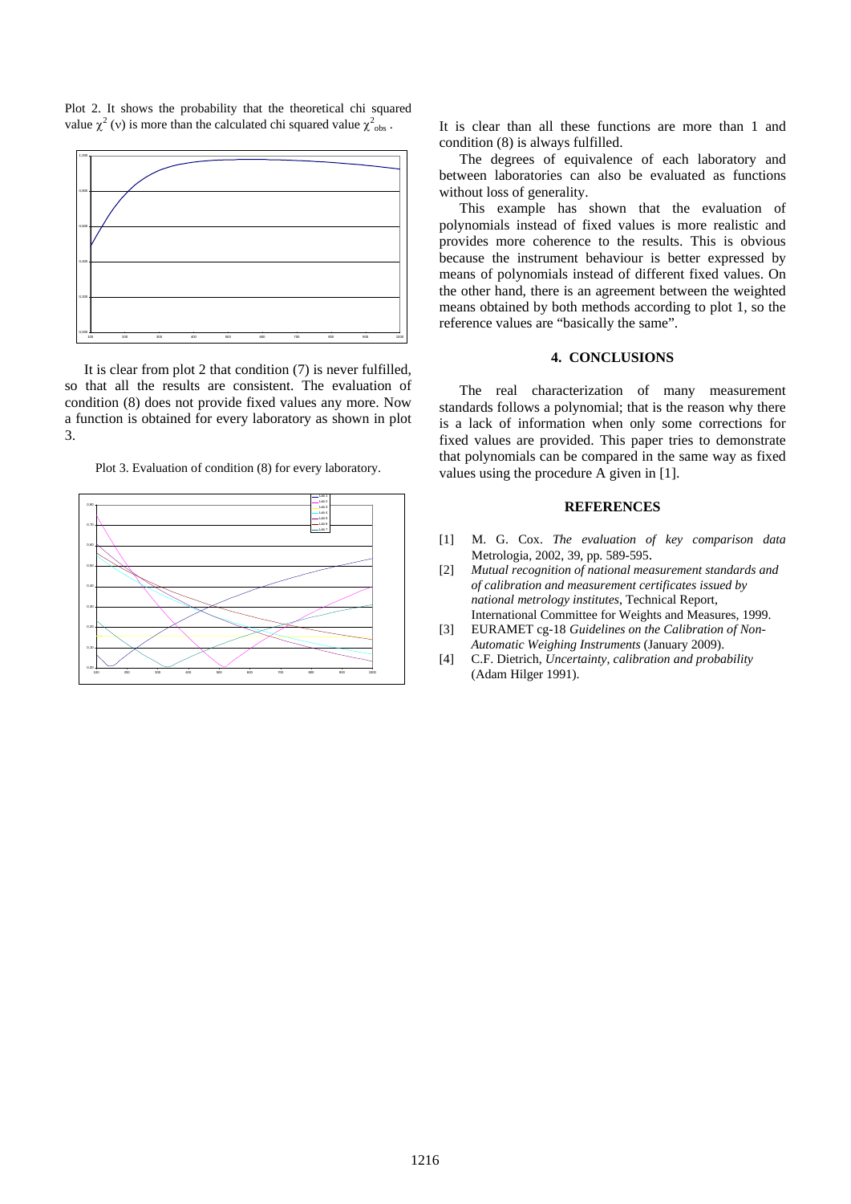Plot 2. It shows the probability that the theoretical chi squared value $\chi^2(\nu)$ is more than the calculated chi squared value $\chi^2_{obs}$.

1,000
0,800
0,600
0,400
0,200
0,000
100 200 300 400 500 600 700 800 900 1000

It is clear from plot 2 that condition (7) is never fulfilled, so that all the results are consistent. The evaluation of condition (8) does not provide fixed values any more. Now a function is obtained for every laboratory as shown in plot 3.

Plot 3. Evaluation of condition (8) for every laboratory.

Lab 1
Lab 2
Lab 3
Lab 4
Lab 5
Lab 6
Lab 7
0,80
0,70
0,60
0,50
0,40
0,30
0,20
0,10
0,00
100 200 300 400 500 600 700 800 900 1000

It is clear than all these functions are more than 1 and condition (8) is always fulfilled.

The degrees of equivalence of each laboratory and between laboratories can also be evaluated as functions without loss of generality.

This example has shown that the evaluation of polynomials instead of fixed values is more realistic and provides more coherence to the results. This is obvious because the instrument behaviour is better expressed by means of polynomials instead of different fixed values. On the other hand, there is an agreement between the weighted means obtained by both methods according to plot 1, so the reference values are "basically the same".

## 4. CONCLUSIONS

The real characterization of many measurement standards follows a polynomial; that is the reason why there is a lack of information when only some corrections for fixed values are provided. This paper tries to demonstrate that polynomials can be compared in the same way as fixed values using the procedure A given in [1].

## REFERENCES

[1] M. G. Cox. *The evaluation of key comparison data* Metrologia, 2002, 39, pp. 589-595.

[2] *Mutual recognition of national measurement standards and of calibration and measurement certificates issued by national metrology institutes*, Technical Report, International Committee for Weights and Measures, 1999.

[3] EURAMET cg-18 *Guidelines on the Calibration of Non-Automatic Weighing Instruments* (January 2009).

[4] C.F. Dietrich, *Uncertainty, calibration and probability* (Adam Hilger 1991).